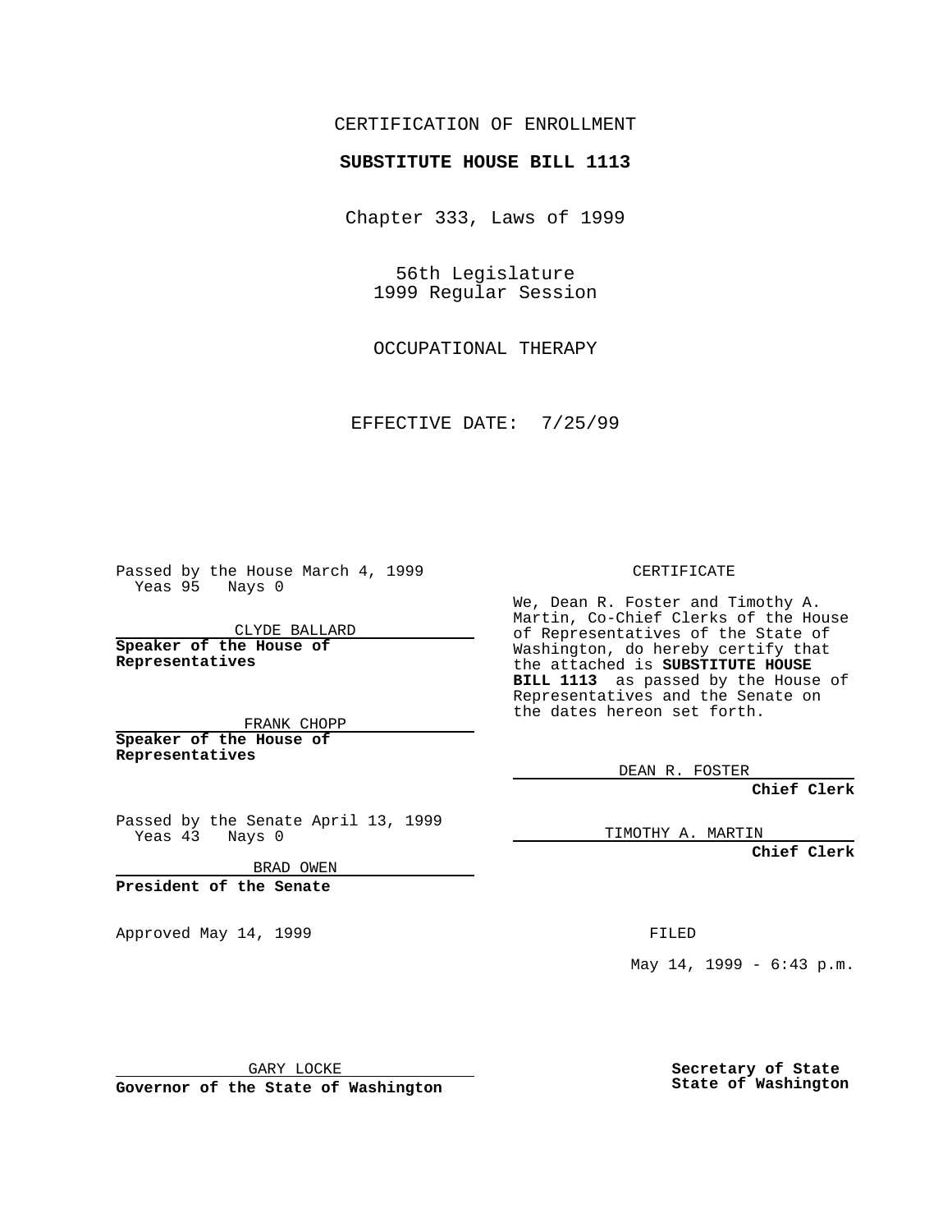CERTIFICATION OF ENROLLMENT

**SUBSTITUTE HOUSE BILL 1113**

Chapter 333, Laws of 1999

56th Legislature
1999 Regular Session

OCCUPATIONAL THERAPY

EFFECTIVE DATE: 7/25/99

Passed by the House March 4, 1999
Yeas 95 Nays 0

CLYDE BALLARD

**Speaker of the House of Representatives**

FRANK CHOPP

**Speaker of the House of Representatives**

Passed by the Senate April 13, 1999
Yeas 43 Nays 0

BRAD OWEN

**President of the Senate**

Approved May 14, 1999

GARY LOCKE

**Governor of the State of Washington**

CERTIFICATE

We, Dean R. Foster and Timothy A. Martin, Co-Chief Clerks of the House of Representatives of the State of Washington, do hereby certify that the attached is **SUBSTITUTE HOUSE BILL 1113** as passed by the House of Representatives and the Senate on the dates hereon set forth.

DEAN R. FOSTER

**Chief Clerk**

TIMOTHY A. MARTIN

**Chief Clerk**

FILED

May 14, 1999 - 6:43 p.m.

**Secretary of State**
**State of Washington**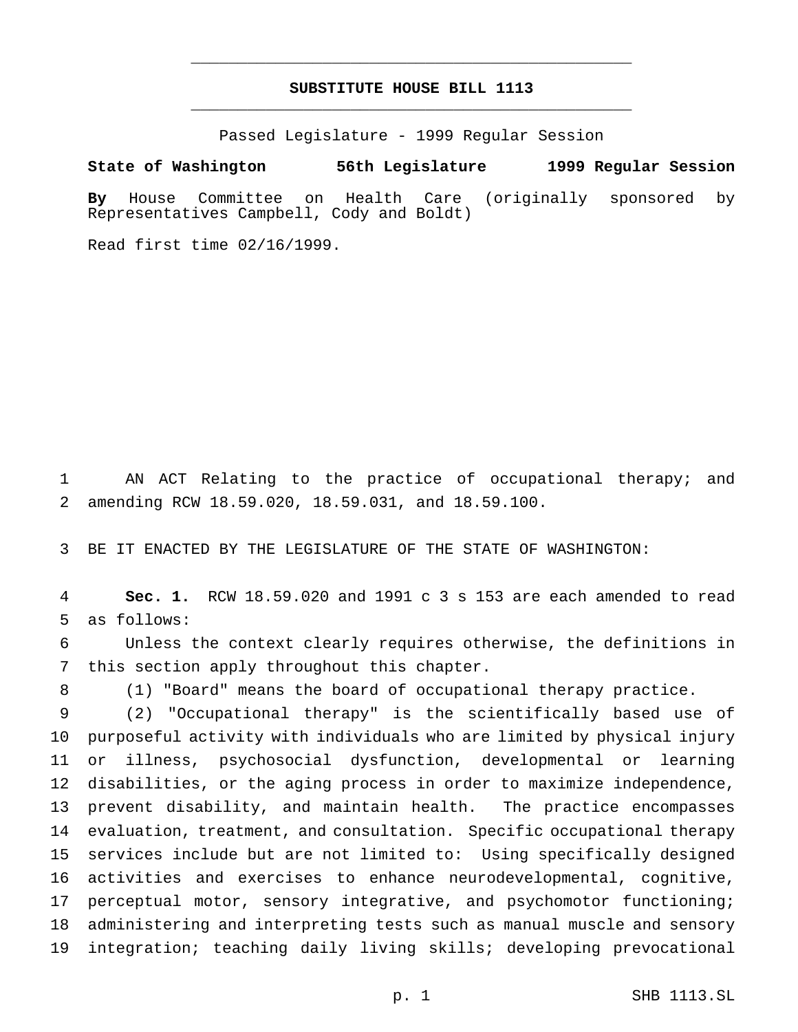# SUBSTITUTE HOUSE BILL 1113

Passed Legislature - 1999 Regular Session

**State of Washington 56th Legislature 1999 Regular Session**

**By** House Committee on Health Care (originally sponsored by Representatives Campbell, Cody and Boldt)

Read first time 02/16/1999.

1 AN ACT Relating to the practice of occupational therapy; and
2 amending RCW 18.59.020, 18.59.031, and 18.59.100.

3 BE IT ENACTED BY THE LEGISLATURE OF THE STATE OF WASHINGTON:

4 **Sec. 1.** RCW 18.59.020 and 1991 c 3 s 153 are each amended to read
5 as follows:

6 Unless the context clearly requires otherwise, the definitions in
7 this section apply throughout this chapter.

8 (1) "Board" means the board of occupational therapy practice.

9 (2) "Occupational therapy" is the scientifically based use of
10 purposeful activity with individuals who are limited by physical injury
11 or illness, psychosocial dysfunction, developmental or learning
12 disabilities, or the aging process in order to maximize independence,
13 prevent disability, and maintain health. The practice encompasses
14 evaluation, treatment, and consultation. Specific occupational therapy
15 services include but are not limited to: Using specifically designed
16 activities and exercises to enhance neurodevelopmental, cognitive,
17 perceptual motor, sensory integrative, and psychomotor functioning;
18 administering and interpreting tests such as manual muscle and sensory
19 integration; teaching daily living skills; developing prevocational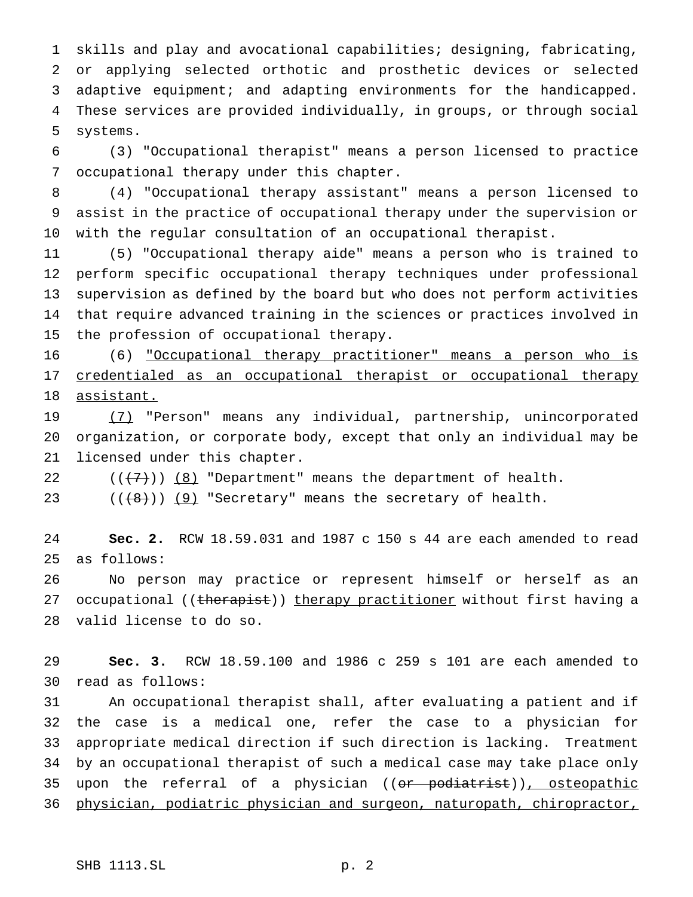skills and play and avocational capabilities; designing, fabricating, or applying selected orthotic and prosthetic devices or selected adaptive equipment; and adapting environments for the handicapped. These services are provided individually, in groups, or through social systems.

(3) "Occupational therapist" means a person licensed to practice occupational therapy under this chapter.

(4) "Occupational therapy assistant" means a person licensed to assist in the practice of occupational therapy under the supervision or with the regular consultation of an occupational therapist.

(5) "Occupational therapy aide" means a person who is trained to perform specific occupational therapy techniques under professional supervision as defined by the board but who does not perform activities that require advanced training in the sciences or practices involved in the profession of occupational therapy.

(6) <u>"Occupational therapy practitioner" means a person who is credentialed as an occupational therapist or occupational therapy assistant.</u>

<u>(7)</u> "Person" means any individual, partnership, unincorporated organization, or corporate body, except that only an individual may be licensed under this chapter.

(((~~7~~))) <u>(8)</u> "Department" means the department of health.

(((~~8~~))) <u>(9)</u> "Secretary" means the secretary of health.

**Sec. 2.** RCW 18.59.031 and 1987 c 150 s 44 are each amended to read as follows:

No person may practice or represent himself or herself as an occupational ((~~therapist~~)) <u>therapy practitioner</u> without first having a valid license to do so.

**Sec. 3.** RCW 18.59.100 and 1986 c 259 s 101 are each amended to read as follows:

An occupational therapist shall, after evaluating a patient and if the case is a medical one, refer the case to a physician for appropriate medical direction if such direction is lacking. Treatment by an occupational therapist of such a medical case may take place only upon the referral of a physician ((~~or podiatrist~~))<u>, osteopathic physician, podiatric physician and surgeon, naturopath, chiropractor,</u>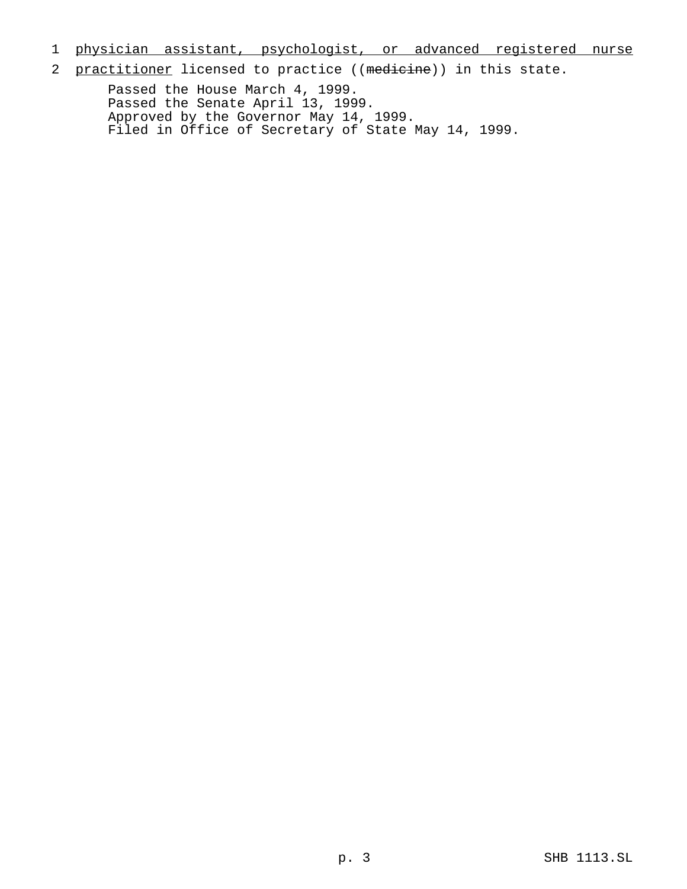physician assistant, psychologist, or advanced registered nurse practitioner licensed to practice ((~~medicine~~)) in this state.

Passed the House March 4, 1999.
Passed the Senate April 13, 1999.
Approved by the Governor May 14, 1999.
Filed in Office of Secretary of State May 14, 1999.